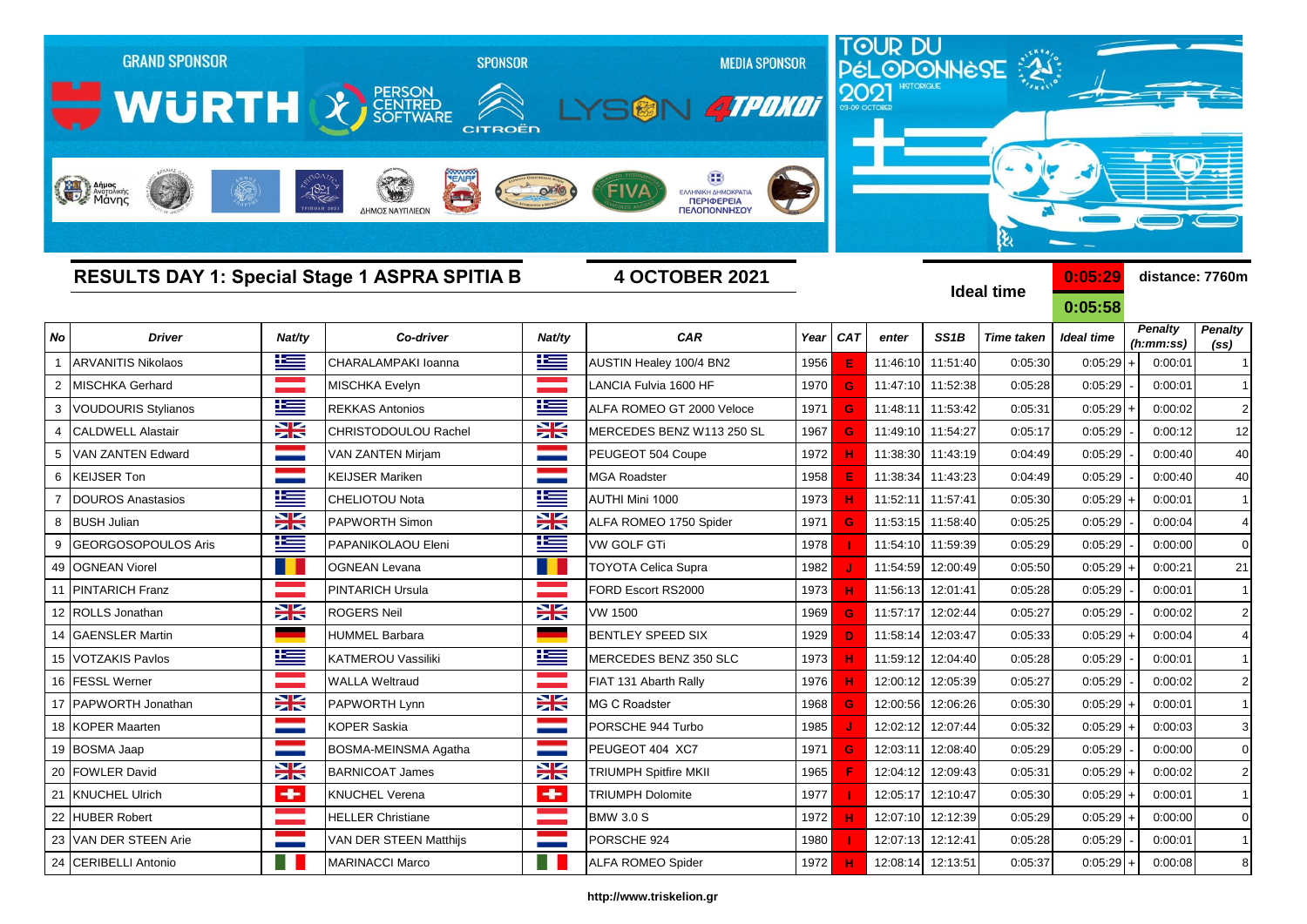GRAND SPONSOR WÜRTH — SPONSOR PERSON CENTRED SOFTWARE, CITROËN — MEDIA SPONSOR LYSON 4TPOXOI

TOUR DU PÉLOPONNÈSE 2021 HISTORIQUE 03-09 OCTOBER

## RESULTS DAY 1: Special Stage 1 ASPRA SPITIA B

**4 OCTOBER 2021**

**Ideal time** 0:05:29 / 0:05:58 — **distance: 7760m**

| No | Driver | Nat/ty | Co-driver | Nat/ty | CAR | Year | CAT | enter | SS1B | Time taken | Ideal time | | Penalty (h:mm:ss) | Penalty (ss) |
|---|---|---|---|---|---|---|---|---|---|---|---|---|---|---|
| 1 | ARVANITIS Nikolaos | GR | CHARALAMPAKI Ioanna | GR | AUSTIN Healey 100/4 BN2 | 1956 | E | 11:46:10 | 11:51:40 | 0:05:30 | 0:05:29 | + | 0:00:01 | 1 |
| 2 | MISCHKA Gerhard | AT | MISCHKA Evelyn | AT | LANCIA Fulvia 1600 HF | 1970 | G | 11:47:10 | 11:52:38 | 0:05:28 | 0:05:29 | - | 0:00:01 | 1 |
| 3 | VOUDOURIS Stylianos | GR | REKKAS Antonios | GR | ALFA ROMEO GT 2000 Veloce | 1971 | G | 11:48:11 | 11:53:42 | 0:05:31 | 0:05:29 | + | 0:00:02 | 2 |
| 4 | CALDWELL Alastair | GB | CHRISTODOULOU Rachel | GB | MERCEDES BENZ W113 250 SL | 1967 | G | 11:49:10 | 11:54:27 | 0:05:17 | 0:05:29 | - | 0:00:12 | 12 |
| 5 | VAN ZANTEN Edward | NL | VAN ZANTEN Mirjam | NL | PEUGEOT 504 Coupe | 1972 | H | 11:38:30 | 11:43:19 | 0:04:49 | 0:05:29 | - | 0:00:40 | 40 |
| 6 | KEIJSER Ton | NL | KEIJSER Mariken | NL | MGA Roadster | 1958 | E | 11:38:34 | 11:43:23 | 0:04:49 | 0:05:29 | - | 0:00:40 | 40 |
| 7 | DOUROS Anastasios | GR | CHELIOTOU Nota | GR | AUTHI Mini 1000 | 1973 | H | 11:52:11 | 11:57:41 | 0:05:30 | 0:05:29 | + | 0:00:01 | 1 |
| 8 | BUSH Julian | GB | PAPWORTH Simon | GB | ALFA ROMEO 1750 Spider | 1971 | G | 11:53:15 | 11:58:40 | 0:05:25 | 0:05:29 | - | 0:00:04 | 4 |
| 9 | GEORGOSOPOULOS Aris | GR | PAPANIKOLAOU Eleni | GR | VW GOLF GTi | 1978 | I | 11:54:10 | 11:59:39 | 0:05:29 | 0:05:29 | - | 0:00:00 | 0 |
| 49 | OGNEAN Viorel | RO | OGNEAN Levana | RO | TOYOTA Celica Supra | 1982 | J | 11:54:59 | 12:00:49 | 0:05:50 | 0:05:29 | + | 0:00:21 | 21 |
| 11 | PINTARICH Franz | AT | PINTARICH Ursula | AT | FORD Escort RS2000 | 1973 | H | 11:56:13 | 12:01:41 | 0:05:28 | 0:05:29 | - | 0:00:01 | 1 |
| 12 | ROLLS Jonathan | GB | ROGERS Neil | GB | VW 1500 | 1969 | G | 11:57:17 | 12:02:44 | 0:05:27 | 0:05:29 | - | 0:00:02 | 2 |
| 14 | GAENSLER Martin | DE | HUMMEL Barbara | DE | BENTLEY SPEED SIX | 1929 | D | 11:58:14 | 12:03:47 | 0:05:33 | 0:05:29 | + | 0:00:04 | 4 |
| 15 | VOTZAKIS Pavlos | GR | KATMEROU Vassiliki | GR | MERCEDES BENZ 350 SLC | 1973 | H | 11:59:12 | 12:04:40 | 0:05:28 | 0:05:29 | - | 0:00:01 | 1 |
| 16 | FESSL Werner | AT | WALLA Weltraud | AT | FIAT 131 Abarth Rally | 1976 | H | 12:00:12 | 12:05:39 | 0:05:27 | 0:05:29 | - | 0:00:02 | 2 |
| 17 | PAPWORTH Jonathan | GB | PAPWORTH Lynn | GB | MG C Roadster | 1968 | G | 12:00:56 | 12:06:26 | 0:05:30 | 0:05:29 | + | 0:00:01 | 1 |
| 18 | KOPER Maarten | NL | KOPER Saskia | NL | PORSCHE 944 Turbo | 1985 | J | 12:02:12 | 12:07:44 | 0:05:32 | 0:05:29 | + | 0:00:03 | 3 |
| 19 | BOSMA Jaap | NL | BOSMA-MEINSMA Agatha | NL | PEUGEOT 404 XC7 | 1971 | G | 12:03:11 | 12:08:40 | 0:05:29 | 0:05:29 | - | 0:00:00 | 0 |
| 20 | FOWLER David | GB | BARNICOAT James | GB | TRIUMPH Spitfire MKII | 1965 | F | 12:04:12 | 12:09:43 | 0:05:31 | 0:05:29 | + | 0:00:02 | 2 |
| 21 | KNUCHEL Ulrich | CH | KNUCHEL Verena | CH | TRIUMPH Dolomite | 1977 | I | 12:05:17 | 12:10:47 | 0:05:30 | 0:05:29 | + | 0:00:01 | 1 |
| 22 | HUBER Robert | AT | HELLER Christiane | AT | BMW 3.0 S | 1972 | H | 12:07:10 | 12:12:39 | 0:05:29 | 0:05:29 | + | 0:00:00 | 0 |
| 23 | VAN DER STEEN Arie | NL | VAN DER STEEN Matthijs | NL | PORSCHE 924 | 1980 | I | 12:07:13 | 12:12:41 | 0:05:28 | 0:05:29 | - | 0:00:01 | 1 |
| 24 | CERIBELLI Antonio | IT | MARINACCI Marco | IT | ALFA ROMEO Spider | 1972 | H | 12:08:14 | 12:13:51 | 0:05:37 | 0:05:29 | + | 0:00:08 | 8 |

http://www.triskelion.gr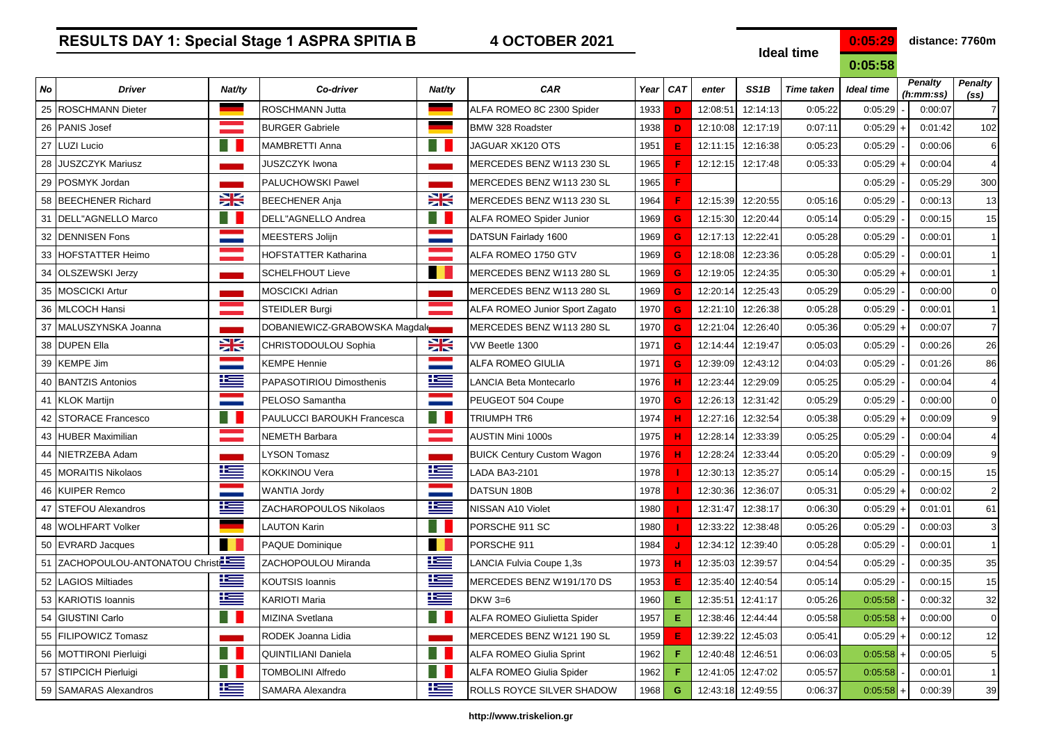# RESULTS DAY 1: Special Stage 1 ASPRA SPITIA B

**4 OCTOBER 2021**

| Ideal time | 0:05:29 | distance: 7760m |
|---|---|---|
| | 0:05:58 | |

| No | Driver | Nat/ty | Co-driver | Nat/ty | CAR | Year | CAT | enter | SS1B | Time taken | Ideal time | | Penalty (h:mm:ss) | Penalty (ss) |
|---|---|---|---|---|---|---|---|---|---|---|---|---|---|---|
| 25 | ROSCHMANN Dieter | | ROSCHMANN Jutta | | ALFA ROMEO 8C 2300 Spider | 1933 | D | 12:08:51 | 12:14:13 | 0:05:22 | 0:05:29 | - | 0:00:07 | 7 |
| 26 | PANIS Josef | | BURGER Gabriele | | BMW 328 Roadster | 1938 | D | 12:10:08 | 12:17:19 | 0:07:11 | 0:05:29 | + | 0:01:42 | 102 |
| 27 | LUZI Lucio | | MAMBRETTI Anna | | JAGUAR XK120 OTS | 1951 | E | 12:11:15 | 12:16:38 | 0:05:23 | 0:05:29 | - | 0:00:06 | 6 |
| 28 | JUSZCZYK Mariusz | | JUSZCZYK Iwona | | MERCEDES BENZ W113 230 SL | 1965 | F | 12:12:15 | 12:17:48 | 0:05:33 | 0:05:29 | + | 0:00:04 | 4 |
| 29 | POSMYK Jordan | | PALUCHOWSKI Pawel | | MERCEDES BENZ W113 230 SL | 1965 | F | | | | 0:05:29 | - | 0:05:29 | 300 |
| 58 | BEECHENER Richard | | BEECHENER Anja | | MERCEDES BENZ W113 230 SL | 1964 | F | 12:15:39 | 12:20:55 | 0:05:16 | 0:05:29 | - | 0:00:13 | 13 |
| 31 | DELL"AGNELLO Marco | | DELL"AGNELLO Andrea | | ALFA ROMEO Spider Junior | 1969 | G | 12:15:30 | 12:20:44 | 0:05:14 | 0:05:29 | - | 0:00:15 | 15 |
| 32 | DENNISEN Fons | | MEESTERS Jolijn | | DATSUN Fairlady 1600 | 1969 | G | 12:17:13 | 12:22:41 | 0:05:28 | 0:05:29 | - | 0:00:01 | 1 |
| 33 | HOFSTATTER Heimo | | HOFSTATTER Katharina | | ALFA ROMEO 1750 GTV | 1969 | G | 12:18:08 | 12:23:36 | 0:05:28 | 0:05:29 | - | 0:00:01 | 1 |
| 34 | OLSZEWSKI Jerzy | | SCHELFHOUT Lieve | | MERCEDES BENZ W113 280 SL | 1969 | G | 12:19:05 | 12:24:35 | 0:05:30 | 0:05:29 | + | 0:00:01 | 1 |
| 35 | MOSCICKI Artur | | MOSCICKI Adrian | | MERCEDES BENZ W113 280 SL | 1969 | G | 12:20:14 | 12:25:43 | 0:05:29 | 0:05:29 | - | 0:00:00 | 0 |
| 36 | MLCOCH Hansi | | STEIDLER Burgi | | ALFA ROMEO Junior Sport Zagato | 1970 | G | 12:21:10 | 12:26:38 | 0:05:28 | 0:05:29 | - | 0:00:01 | 1 |
| 37 | MALUSZYNSKA Joanna | | DOBANIEWICZ-GRABOWSKA Magdale | | MERCEDES BENZ W113 280 SL | 1970 | G | 12:21:04 | 12:26:40 | 0:05:36 | 0:05:29 | + | 0:00:07 | 7 |
| 38 | DUPEN Ella | | CHRISTODOULOU Sophia | | VW Beetle 1300 | 1971 | G | 12:14:44 | 12:19:47 | 0:05:03 | 0:05:29 | - | 0:00:26 | 26 |
| 39 | KEMPE Jim | | KEMPE Hennie | | ALFA ROMEO GIULIA | 1971 | G | 12:39:09 | 12:43:12 | 0:04:03 | 0:05:29 | - | 0:01:26 | 86 |
| 40 | BANTZIS Antonios | | PAPASOTIRIOU Dimosthenis | | LANCIA Beta Montecarlo | 1976 | H | 12:23:44 | 12:29:09 | 0:05:25 | 0:05:29 | - | 0:00:04 | 4 |
| 41 | KLOK Martijn | | PELOSO Samantha | | PEUGEOT 504 Coupe | 1970 | G | 12:26:13 | 12:31:42 | 0:05:29 | 0:05:29 | - | 0:00:00 | 0 |
| 42 | STORACE Francesco | | PAULUCCI BAROUKH Francesca | | TRIUMPH TR6 | 1974 | H | 12:27:16 | 12:32:54 | 0:05:38 | 0:05:29 | + | 0:00:09 | 9 |
| 43 | HUBER Maximilian | | NEMETH Barbara | | AUSTIN Mini 1000s | 1975 | H | 12:28:14 | 12:33:39 | 0:05:25 | 0:05:29 | - | 0:00:04 | 4 |
| 44 | NIETRZEBA Adam | | LYSON Tomasz | | BUICK Century Custom Wagon | 1976 | H | 12:28:24 | 12:33:44 | 0:05:20 | 0:05:29 | - | 0:00:09 | 9 |
| 45 | MORAITIS Nikolaos | | KOKKINOU Vera | | LADA BA3-2101 | 1978 | I | 12:30:13 | 12:35:27 | 0:05:14 | 0:05:29 | - | 0:00:15 | 15 |
| 46 | KUIPER Remco | | WANTIA Jordy | | DATSUN 180B | 1978 | I | 12:30:36 | 12:36:07 | 0:05:31 | 0:05:29 | + | 0:00:02 | 2 |
| 47 | STEFOU Alexandros | | ZACHAROPOULOS Nikolaos | | NISSAN A10 Violet | 1980 | I | 12:31:47 | 12:38:17 | 0:06:30 | 0:05:29 | + | 0:01:01 | 61 |
| 48 | WOLHFART Volker | | LAUTON Karin | | PORSCHE 911 SC | 1980 | I | 12:33:22 | 12:38:48 | 0:05:26 | 0:05:29 | - | 0:00:03 | 3 |
| 50 | EVRARD Jacques | | PAQUE Dominique | | PORSCHE 911 | 1984 | J | 12:34:12 | 12:39:40 | 0:05:28 | 0:05:29 | - | 0:00:01 | 1 |
| 51 | ZACHOPOULOU-ANTONATOU Christ | | ZACHOPOULOU Miranda | | LANCIA Fulvia Coupe 1,3s | 1973 | H | 12:35:03 | 12:39:57 | 0:04:54 | 0:05:29 | - | 0:00:35 | 35 |
| 52 | LAGIOS Miltiades | | KOUTSIS Ioannis | | MERCEDES BENZ W191/170 DS | 1953 | E | 12:35:40 | 12:40:54 | 0:05:14 | 0:05:29 | - | 0:00:15 | 15 |
| 53 | KARIOTIS Ioannis | | KARIOTI Maria | | DKW 3=6 | 1960 | E | 12:35:51 | 12:41:17 | 0:05:26 | 0:05:58 | - | 0:00:32 | 32 |
| 54 | GIUSTINI Carlo | | MIZINA Svetlana | | ALFA ROMEO Giulietta Spider | 1957 | E | 12:38:46 | 12:44:44 | 0:05:58 | 0:05:58 | + | 0:00:00 | 0 |
| 55 | FILIPOWICZ Tomasz | | RODEK Joanna Lidia | | MERCEDES BENZ W121 190 SL | 1959 | E | 12:39:22 | 12:45:03 | 0:05:41 | 0:05:29 | + | 0:00:12 | 12 |
| 56 | MOTTIRONI Pierluigi | | QUINTILIANI Daniela | | ALFA ROMEO Giulia Sprint | 1962 | F | 12:40:48 | 12:46:51 | 0:06:03 | 0:05:58 | + | 0:00:05 | 5 |
| 57 | STIPCICH Pierluigi | | TOMBOLINI Alfredo | | ALFA ROMEO Giulia Spider | 1962 | F | 12:41:05 | 12:47:02 | 0:05:57 | 0:05:58 | - | 0:00:01 | 1 |
| 59 | SAMARAS Alexandros | | SAMARA Alexandra | | ROLLS ROYCE SILVER SHADOW | 1968 | G | 12:43:18 | 12:49:55 | 0:06:37 | 0:05:58 | + | 0:00:39 | 39 |

http://www.triskelion.gr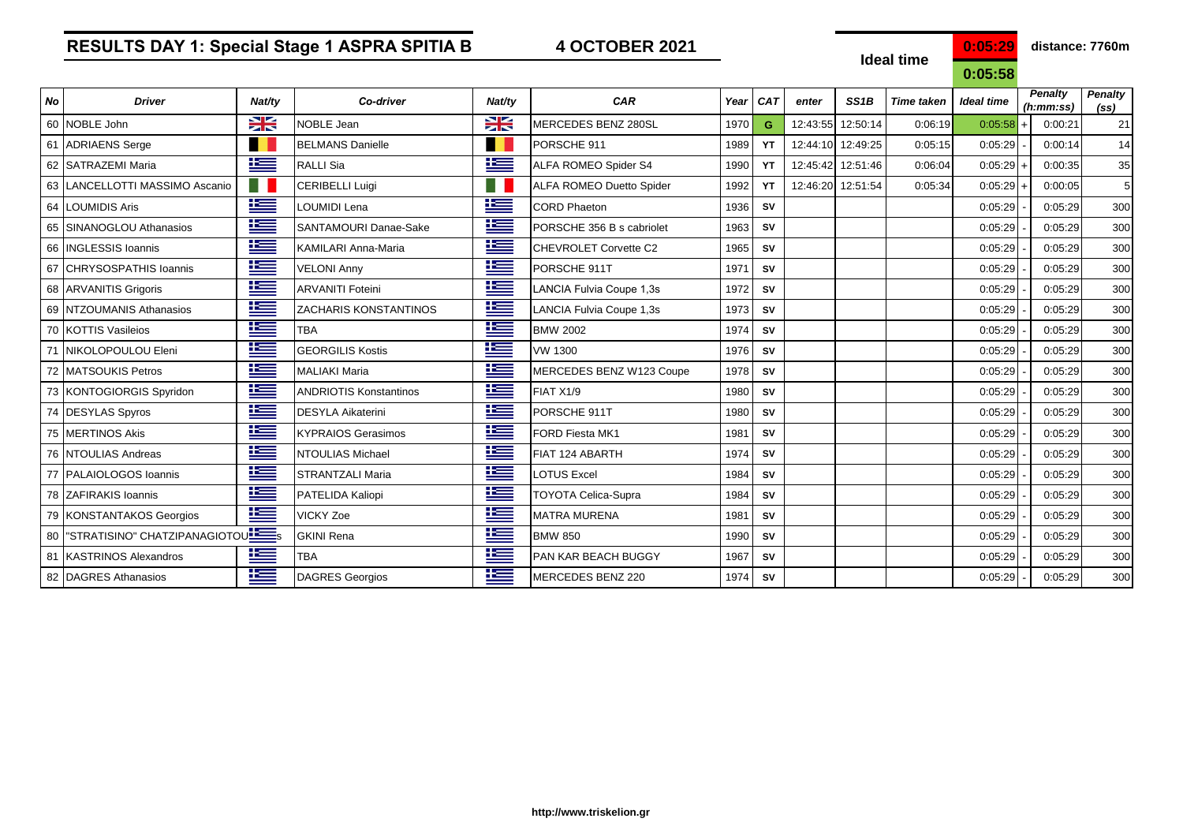# RESULTS DAY 1: Special Stage 1 ASPRA SPITIA B

**4 OCTOBER 2021**

Ideal time **0:05:29** **0:05:58** distance: 7760m

| No | Driver | Nat/ty | Co-driver | Nat/ty | CAR | Year | CAT | enter | SS1B | Time taken | Ideal time | | Penalty (h:mm:ss) | Penalty (ss) |
|---|---|---|---|---|---|---|---|---|---|---|---|---|---|---|
| 60 | NOBLE John | | NOBLE Jean | | MERCEDES BENZ 280SL | 1970 | G | 12:43:55 | 12:50:14 | 0:06:19 | 0:05:58 | + | 0:00:21 | 21 |
| 61 | ADRIAENS Serge | | BELMANS Danielle | | PORSCHE 911 | 1989 | YT | 12:44:10 | 12:49:25 | 0:05:15 | 0:05:29 | - | 0:00:14 | 14 |
| 62 | SATRAZEMI Maria | | RALLI Sia | | ALFA ROMEO Spider S4 | 1990 | YT | 12:45:42 | 12:51:46 | 0:06:04 | 0:05:29 | + | 0:00:35 | 35 |
| 63 | LANCELLOTTI MASSIMO Ascanio | | CERIBELLI Luigi | | ALFA ROMEO Duetto Spider | 1992 | YT | 12:46:20 | 12:51:54 | 0:05:34 | 0:05:29 | + | 0:00:05 | 5 |
| 64 | LOUMIDIS Aris | | LOUMIDI Lena | | CORD Phaeton | 1936 | SV | | | | 0:05:29 | - | 0:05:29 | 300 |
| 65 | SINANOGLOU Athanasios | | SANTAMOURI Danae-Sake | | PORSCHE 356 B s cabriolet | 1963 | SV | | | | 0:05:29 | - | 0:05:29 | 300 |
| 66 | INGLESSIS Ioannis | | KAMILARI Anna-Maria | | CHEVROLET Corvette C2 | 1965 | SV | | | | 0:05:29 | - | 0:05:29 | 300 |
| 67 | CHRYSOSPATHIS Ioannis | | VELONI Anny | | PORSCHE 911T | 1971 | SV | | | | 0:05:29 | - | 0:05:29 | 300 |
| 68 | ARVANITIS Grigoris | | ARVANITI Foteini | | LANCIA Fulvia Coupe 1,3s | 1972 | SV | | | | 0:05:29 | - | 0:05:29 | 300 |
| 69 | NTZOUMANIS Athanasios | | ZACHARIS KONSTANTINOS | | LANCIA Fulvia Coupe 1,3s | 1973 | SV | | | | 0:05:29 | - | 0:05:29 | 300 |
| 70 | KOTTIS Vasileios | | TBA | | BMW 2002 | 1974 | SV | | | | 0:05:29 | - | 0:05:29 | 300 |
| 71 | NIKOLOPOULOU Eleni | | GEORGILIS Kostis | | VW 1300 | 1976 | SV | | | | 0:05:29 | - | 0:05:29 | 300 |
| 72 | MATSOUKIS Petros | | MALIAKI Maria | | MERCEDES BENZ W123 Coupe | 1978 | SV | | | | 0:05:29 | - | 0:05:29 | 300 |
| 73 | KONTOGIORGIS Spyridon | | ANDRIOTIS Konstantinos | | FIAT X1/9 | 1980 | SV | | | | 0:05:29 | - | 0:05:29 | 300 |
| 74 | DESYLAS Spyros | | DESYLA Aikaterini | | PORSCHE 911T | 1980 | SV | | | | 0:05:29 | - | 0:05:29 | 300 |
| 75 | MERTINOS Akis | | KYPRAIOS Gerasimos | | FORD Fiesta MK1 | 1981 | SV | | | | 0:05:29 | - | 0:05:29 | 300 |
| 76 | NTOULIAS Andreas | | NTOULIAS Michael | | FIAT 124 ABARTH | 1974 | SV | | | | 0:05:29 | - | 0:05:29 | 300 |
| 77 | PALAIOLOGOS Ioannis | | STRANTZALI Maria | | LOTUS Excel | 1984 | SV | | | | 0:05:29 | - | 0:05:29 | 300 |
| 78 | ZAFIRAKIS Ioannis | | PATELIDA Kaliopi | | TOYOTA Celica-Supra | 1984 | SV | | | | 0:05:29 | - | 0:05:29 | 300 |
| 79 | KONSTANTAKOS Georgios | | VICKY Zoe | | MATRA MURENA | 1981 | SV | | | | 0:05:29 | - | 0:05:29 | 300 |
| 80 | "STRATISINO" CHATZIPANAGIOTOUS | | GKINI Rena | | BMW 850 | 1990 | SV | | | | 0:05:29 | - | 0:05:29 | 300 |
| 81 | KASTRINOS Alexandros | | TBA | | PAN KAR BEACH BUGGY | 1967 | SV | | | | 0:05:29 | - | 0:05:29 | 300 |
| 82 | DAGRES Athanasios | | DAGRES Georgios | | MERCEDES BENZ 220 | 1974 | SV | | | | 0:05:29 | - | 0:05:29 | 300 |

http://www.triskelion.gr